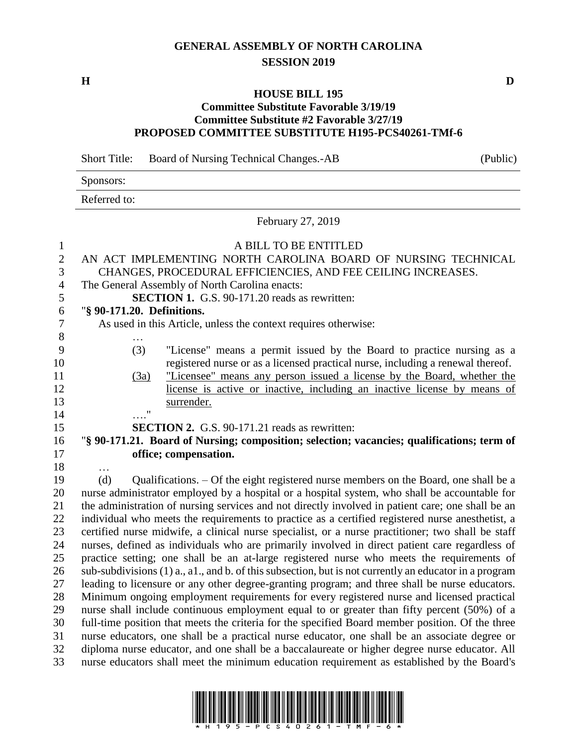# GENERAL ASSEMBLY OF NORTH CAROLINA
## SESSION 2019

**H** **D**

### HOUSE BILL 195
### Committee Substitute Favorable 3/19/19
### Committee Substitute #2 Favorable 3/27/19
### PROPOSED COMMITTEE SUBSTITUTE H195-PCS40261-TMf-6

Short Title: Board of Nursing Technical Changes.-AB (Public)

Sponsors:

Referred to:

February 27, 2019

A BILL TO BE ENTITLED

AN ACT IMPLEMENTING NORTH CAROLINA BOARD OF NURSING TECHNICAL CHANGES, PROCEDURAL EFFICIENCIES, AND FEE CEILING INCREASES.

The General Assembly of North Carolina enacts:

**SECTION 1.** G.S. 90-171.20 reads as rewritten:

"**§ 90-171.20. Definitions.**

As used in this Article, unless the context requires otherwise:

…

(3) "License" means a permit issued by the Board to practice nursing as a registered nurse or as a licensed practical nurse, including a renewal thereof.

<u>(3a) "Licensee" means any person issued a license by the Board, whether the license is active or inactive, including an inactive license by means of surrender.</u>

…."

**SECTION 2.** G.S. 90-171.21 reads as rewritten:

"**§ 90-171.21. Board of Nursing; composition; selection; vacancies; qualifications; term of office; compensation.**

…

(d) Qualifications. – Of the eight registered nurse members on the Board, one shall be a nurse administrator employed by a hospital or a hospital system, who shall be accountable for the administration of nursing services and not directly involved in patient care; one shall be an individual who meets the requirements to practice as a certified registered nurse anesthetist, a certified nurse midwife, a clinical nurse specialist, or a nurse practitioner; two shall be staff nurses, defined as individuals who are primarily involved in direct patient care regardless of practice setting; one shall be an at-large registered nurse who meets the requirements of sub-subdivisions (1) a., a1., and b. of this subsection, but is not currently an educator in a program leading to licensure or any other degree-granting program; and three shall be nurse educators. Minimum ongoing employment requirements for every registered nurse and licensed practical nurse shall include continuous employment equal to or greater than fifty percent (50%) of a full-time position that meets the criteria for the specified Board member position. Of the three nurse educators, one shall be a practical nurse educator, one shall be an associate degree or diploma nurse educator, and one shall be a baccalaureate or higher degree nurse educator. All nurse educators shall meet the minimum education requirement as established by the Board's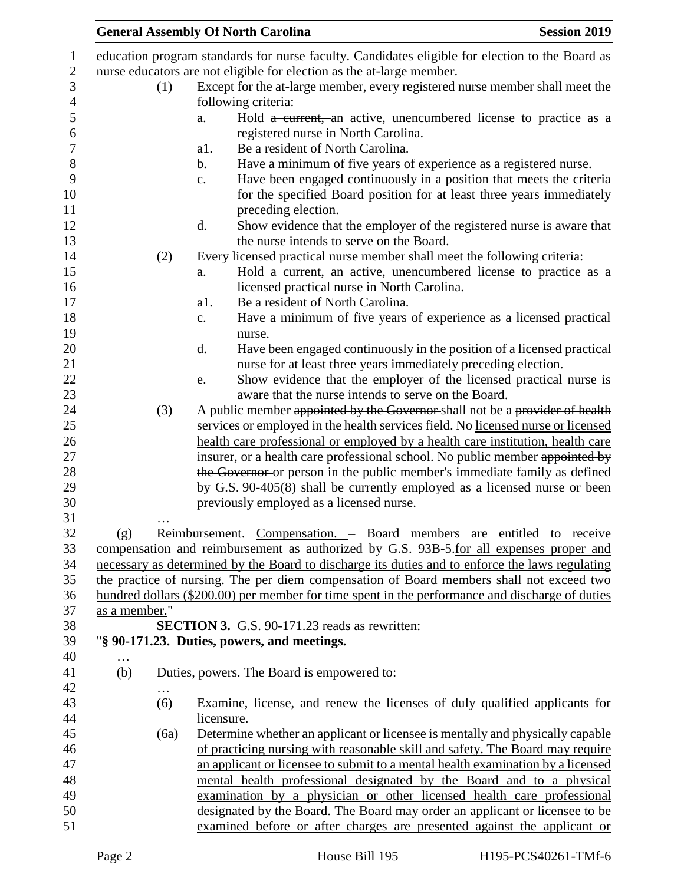education program standards for nurse faculty. Candidates eligible for election to the Board as nurse educators are not eligible for election as the at-large member.

(1) Except for the at-large member, every registered nurse member shall meet the following criteria:

a. Hold ~~a current,~~ an active, unencumbered license to practice as a registered nurse in North Carolina.

a1. Be a resident of North Carolina.

b. Have a minimum of five years of experience as a registered nurse.

c. Have been engaged continuously in a position that meets the criteria for the specified Board position for at least three years immediately preceding election.

d. Show evidence that the employer of the registered nurse is aware that the nurse intends to serve on the Board.

(2) Every licensed practical nurse member shall meet the following criteria:

a. Hold ~~a current,~~ an active, unencumbered license to practice as a licensed practical nurse in North Carolina.

a1. Be a resident of North Carolina.

c. Have a minimum of five years of experience as a licensed practical nurse.

d. Have been engaged continuously in the position of a licensed practical nurse for at least three years immediately preceding election.

e. Show evidence that the employer of the licensed practical nurse is aware that the nurse intends to serve on the Board.

(3) A public member ~~appointed by the Governor~~ shall not be a ~~provider of health services or employed in the health services field. No~~ licensed nurse or licensed health care professional or employed by a health care institution, health care insurer, or a health care professional school. No public member ~~appointed by the Governor~~ or person in the public member's immediate family as defined by G.S. 90-405(8) shall be currently employed as a licensed nurse or been previously employed as a licensed nurse.

…

(g) ~~Reimbursement.~~ Compensation. – Board members are entitled to receive compensation and reimbursement ~~as authorized by G.S. 93B-5.~~ for all expenses proper and necessary as determined by the Board to discharge its duties and to enforce the laws regulating the practice of nursing. The per diem compensation of Board members shall not exceed two hundred dollars ($200.00) per member for time spent in the performance and discharge of duties as a member."

**SECTION 3.** G.S. 90-171.23 reads as rewritten:

"**§ 90-171.23. Duties, powers, and meetings.**

…

(b) Duties, powers. The Board is empowered to:

…

(6) Examine, license, and renew the licenses of duly qualified applicants for licensure.

(6a) Determine whether an applicant or licensee is mentally and physically capable of practicing nursing with reasonable skill and safety. The Board may require an applicant or licensee to submit to a mental health examination by a licensed mental health professional designated by the Board and to a physical examination by a physician or other licensed health care professional designated by the Board. The Board may order an applicant or licensee to be examined before or after charges are presented against the applicant or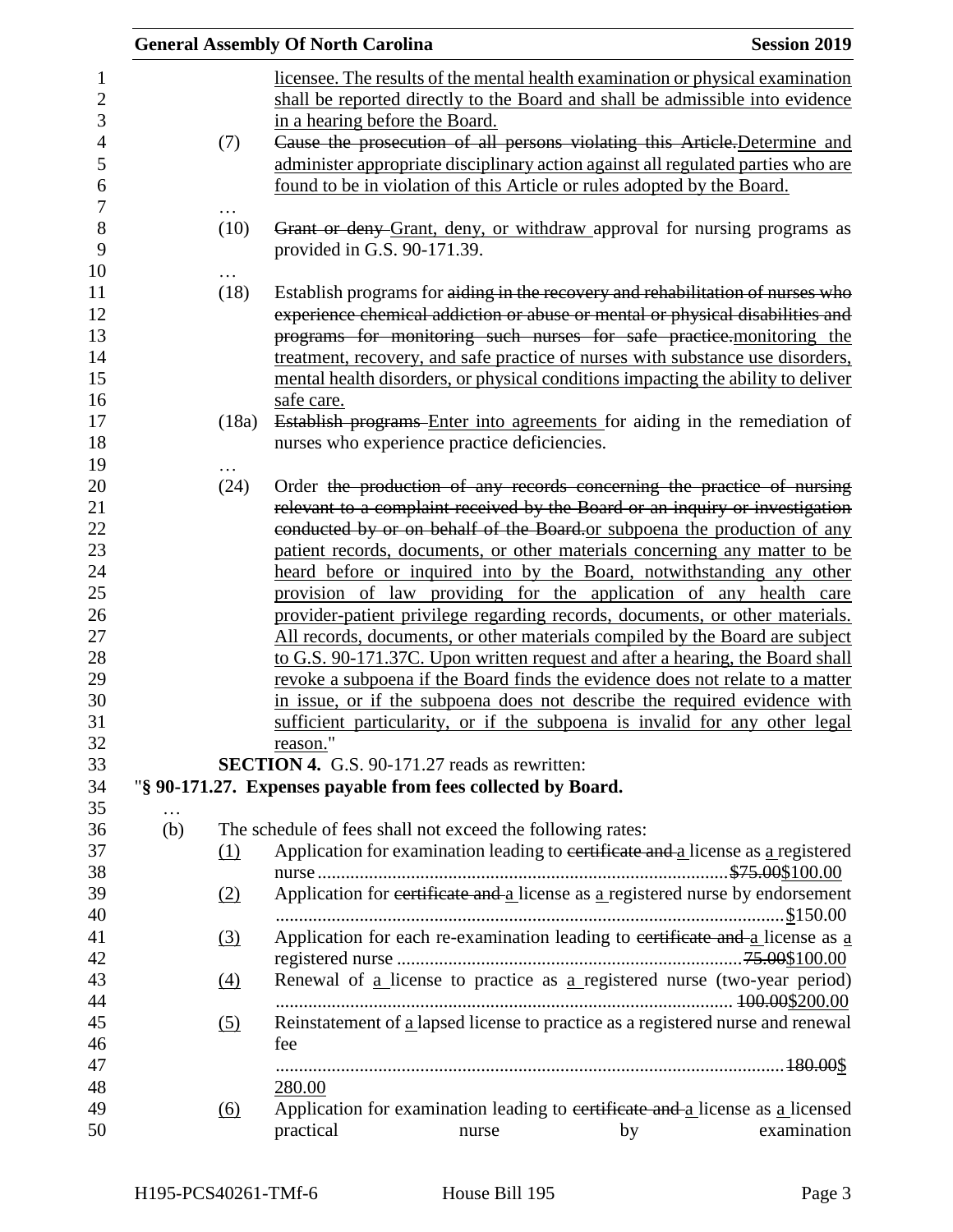licensee. The results of the mental health examination or physical examination shall be reported directly to the Board and shall be admissible into evidence in a hearing before the Board.

(7) ~~Cause the prosecution of all persons violating this Article.~~Determine and administer appropriate disciplinary action against all regulated parties who are found to be in violation of this Article or rules adopted by the Board.

…

(10) ~~Grant or deny~~ Grant, deny, or withdraw approval for nursing programs as provided in G.S. 90-171.39.

…

(18) Establish programs for ~~aiding in the recovery and rehabilitation of nurses who experience chemical addiction or abuse or mental or physical disabilities and programs for monitoring such nurses for safe practice.~~monitoring the treatment, recovery, and safe practice of nurses with substance use disorders, mental health disorders, or physical conditions impacting the ability to deliver safe care.

(18a) ~~Establish programs~~ Enter into agreements for aiding in the remediation of nurses who experience practice deficiencies.

…

(24) Order ~~the production of any records concerning the practice of nursing relevant to a complaint received by the Board or an inquiry or investigation conducted by or on behalf of the Board.~~or subpoena the production of any patient records, documents, or other materials concerning any matter to be heard before or inquired into by the Board, notwithstanding any other provision of law providing for the application of any health care provider-patient privilege regarding records, documents, or other materials. All records, documents, or other materials compiled by the Board are subject to G.S. 90-171.37C. Upon written request and after a hearing, the Board shall revoke a subpoena if the Board finds the evidence does not relate to a matter in issue, or if the subpoena does not describe the required evidence with sufficient particularity, or if the subpoena is invalid for any other legal reason."

**SECTION 4.** G.S. 90-171.27 reads as rewritten:

"**§ 90-171.27. Expenses payable from fees collected by Board.**

…

(b) The schedule of fees shall not exceed the following rates:

(1) Application for examination leading to ~~certificate and~~ a license as a registered nurse ........ ~~$75.00~~$100.00

(2) Application for ~~certificate and~~ a license as a registered nurse by endorsement ........ $150.00

(3) Application for each re-examination leading to ~~certificate and~~ a license as a registered nurse ........ ~~75.00~~$100.00

(4) Renewal of a license to practice as a registered nurse (two-year period) ........ ~~100.00~~$200.00

(5) Reinstatement of a lapsed license to practice as a registered nurse and renewal fee ........ ~~180.00~~$280.00

(6) Application for examination leading to ~~certificate and~~ a license as a licensed practical nurse by examination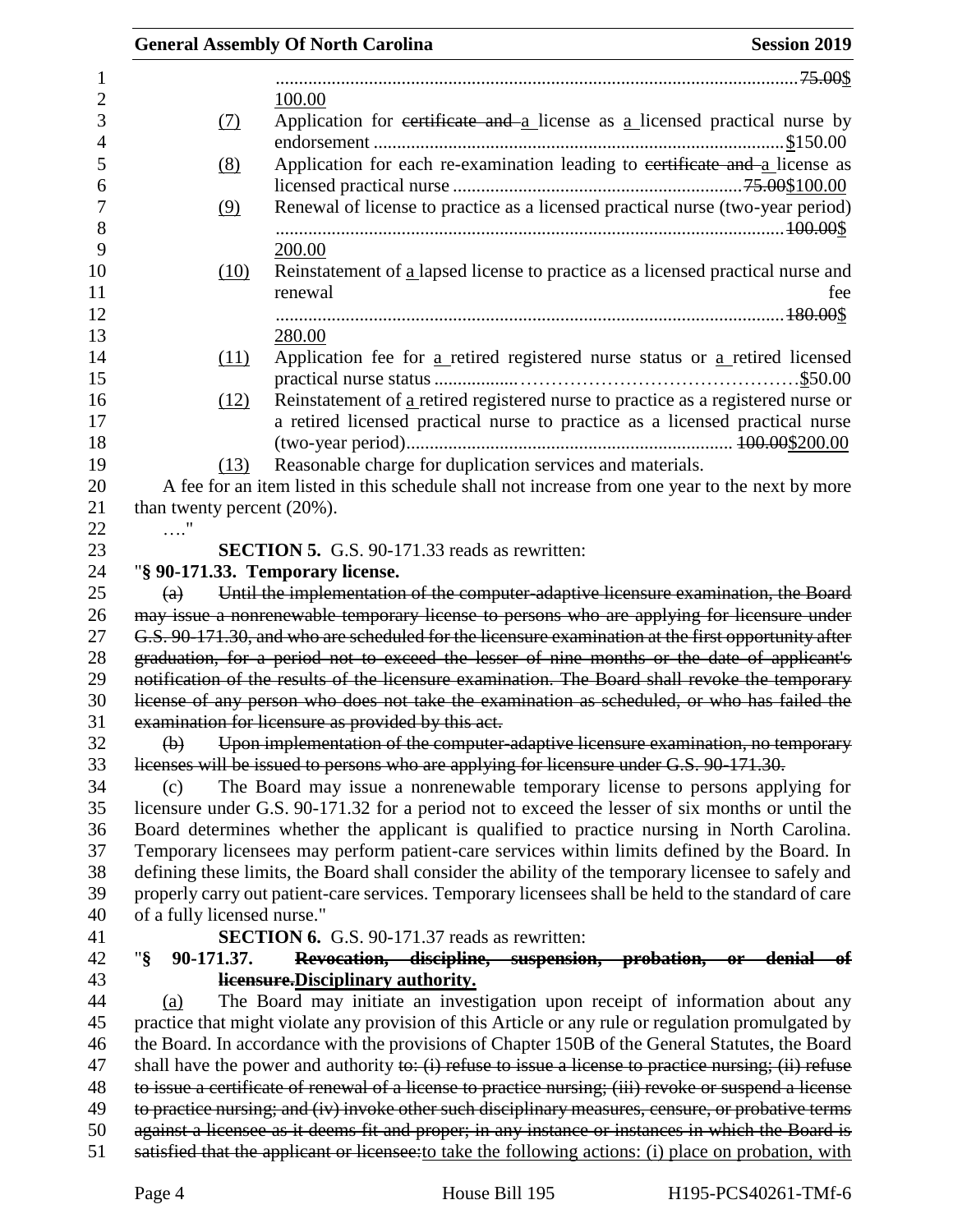..........................................................................................................~~75.00~~$100.00

(7) Application for ~~certificate and~~ a license as a licensed practical nurse by endorsement ........................................................................................ $150.00

(8) Application for each re-examination leading to ~~certificate and~~ a license as licensed practical nurse ............................................................... ~~75.00~~$100.00

(9) Renewal of license to practice as a licensed practical nurse (two-year period) ............................................................................................................ ~~100.00~~$200.00

(10) Reinstatement of a lapsed license to practice as a licensed practical nurse and renewal fee ............................................................................................................ ~~180.00~~$280.00

(11) Application fee for a retired registered nurse status or a retired licensed practical nurse status .................................................................................. $50.00

(12) Reinstatement of a retired registered nurse to practice as a registered nurse or a retired licensed practical nurse to practice as a licensed practical nurse (two-year period)..................................................................... ~~100.00~~$200.00

(13) Reasonable charge for duplication services and materials.

A fee for an item listed in this schedule shall not increase from one year to the next by more than twenty percent (20%).

…."

**SECTION 5.** G.S. 90-171.33 reads as rewritten:

"**§ 90-171.33. Temporary license.**

~~(a) Until the implementation of the computer-adaptive licensure examination, the Board may issue a nonrenewable temporary license to persons who are applying for licensure under G.S. 90-171.30, and who are scheduled for the licensure examination at the first opportunity after graduation, for a period not to exceed the lesser of nine months or the date of applicant's notification of the results of the licensure examination. The Board shall revoke the temporary license of any person who does not take the examination as scheduled, or who has failed the examination for licensure as provided by this act.~~

~~(b) Upon implementation of the computer-adaptive licensure examination, no temporary licenses will be issued to persons who are applying for licensure under G.S. 90-171.30.~~

(c) The Board may issue a nonrenewable temporary license to persons applying for licensure under G.S. 90-171.32 for a period not to exceed the lesser of six months or until the Board determines whether the applicant is qualified to practice nursing in North Carolina. Temporary licensees may perform patient-care services within limits defined by the Board. In defining these limits, the Board shall consider the ability of the temporary licensee to safely and properly carry out patient-care services. Temporary licensees shall be held to the standard of care of a fully licensed nurse."

**SECTION 6.** G.S. 90-171.37 reads as rewritten:

"**§ 90-171.37. ~~Revocation, discipline, suspension, probation, or denial of licensure.~~Disciplinary authority.**

(a) The Board may initiate an investigation upon receipt of information about any practice that might violate any provision of this Article or any rule or regulation promulgated by the Board. In accordance with the provisions of Chapter 150B of the General Statutes, the Board shall have the power and authority ~~to: (i) refuse to issue a license to practice nursing; (ii) refuse to issue a certificate of renewal of a license to practice nursing; (iii) revoke or suspend a license to practice nursing; and (iv) invoke other such disciplinary measures, censure, or probative terms against a licensee as it deems fit and proper; in any instance or instances in which the Board is satisfied that the applicant or licensee:~~to take the following actions: (i) place on probation, with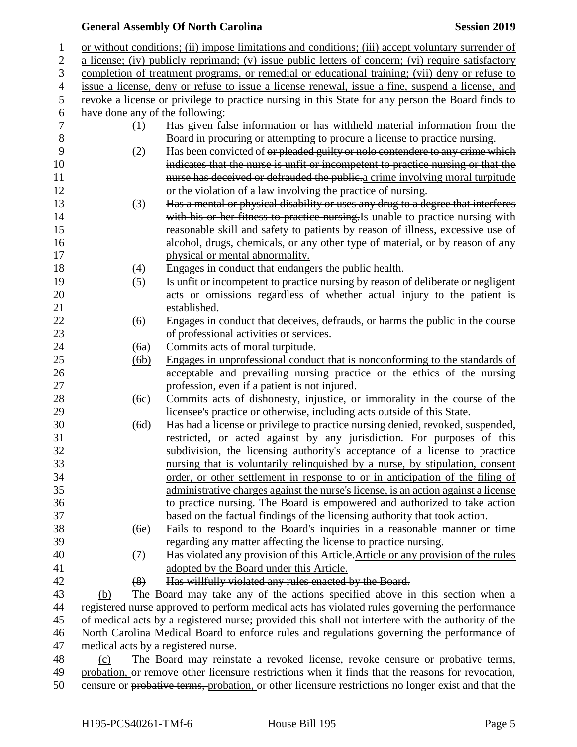or without conditions; (ii) impose limitations and conditions; (iii) accept voluntary surrender of a license; (iv) publicly reprimand; (v) issue public letters of concern; (vi) require satisfactory completion of treatment programs, or remedial or educational training; (vii) deny or refuse to issue a license, deny or refuse to issue a license renewal, issue a fine, suspend a license, and revoke a license or privilege to practice nursing in this State for any person the Board finds to have done any of the following:

(1) Has given false information or has withheld material information from the Board in procuring or attempting to procure a license to practice nursing.

(2) Has been convicted of ~~or pleaded guilty or nolo contendere to any crime which indicates that the nurse is unfit or incompetent to practice nursing or that the nurse has deceived or defrauded the public.~~a crime involving moral turpitude or the violation of a law involving the practice of nursing.

(3) ~~Has a mental or physical disability or uses any drug to a degree that interferes with his or her fitness to practice nursing.~~Is unable to practice nursing with reasonable skill and safety to patients by reason of illness, excessive use of alcohol, drugs, chemicals, or any other type of material, or by reason of any physical or mental abnormality.

(4) Engages in conduct that endangers the public health.

(5) Is unfit or incompetent to practice nursing by reason of deliberate or negligent acts or omissions regardless of whether actual injury to the patient is established.

(6) Engages in conduct that deceives, defrauds, or harms the public in the course of professional activities or services.

(6a) Commits acts of moral turpitude.

(6b) Engages in unprofessional conduct that is nonconforming to the standards of acceptable and prevailing nursing practice or the ethics of the nursing profession, even if a patient is not injured.

(6c) Commits acts of dishonesty, injustice, or immorality in the course of the licensee's practice or otherwise, including acts outside of this State.

(6d) Has had a license or privilege to practice nursing denied, revoked, suspended, restricted, or acted against by any jurisdiction. For purposes of this subdivision, the licensing authority's acceptance of a license to practice nursing that is voluntarily relinquished by a nurse, by stipulation, consent order, or other settlement in response to or in anticipation of the filing of administrative charges against the nurse's license, is an action against a license to practice nursing. The Board is empowered and authorized to take action based on the factual findings of the licensing authority that took action.

(6e) Fails to respond to the Board's inquiries in a reasonable manner or time regarding any matter affecting the license to practice nursing.

(7) Has violated any provision of this ~~Article.~~Article or any provision of the rules adopted by the Board under this Article.

~~(8) Has willfully violated any rules enacted by the Board.~~

(b) The Board may take any of the actions specified above in this section when a registered nurse approved to perform medical acts has violated rules governing the performance of medical acts by a registered nurse; provided this shall not interfere with the authority of the North Carolina Medical Board to enforce rules and regulations governing the performance of medical acts by a registered nurse.

(c) The Board may reinstate a revoked license, revoke censure or ~~probative terms,~~ probation, or remove other licensure restrictions when it finds that the reasons for revocation, censure or ~~probative terms,~~ probation, or other licensure restrictions no longer exist and that the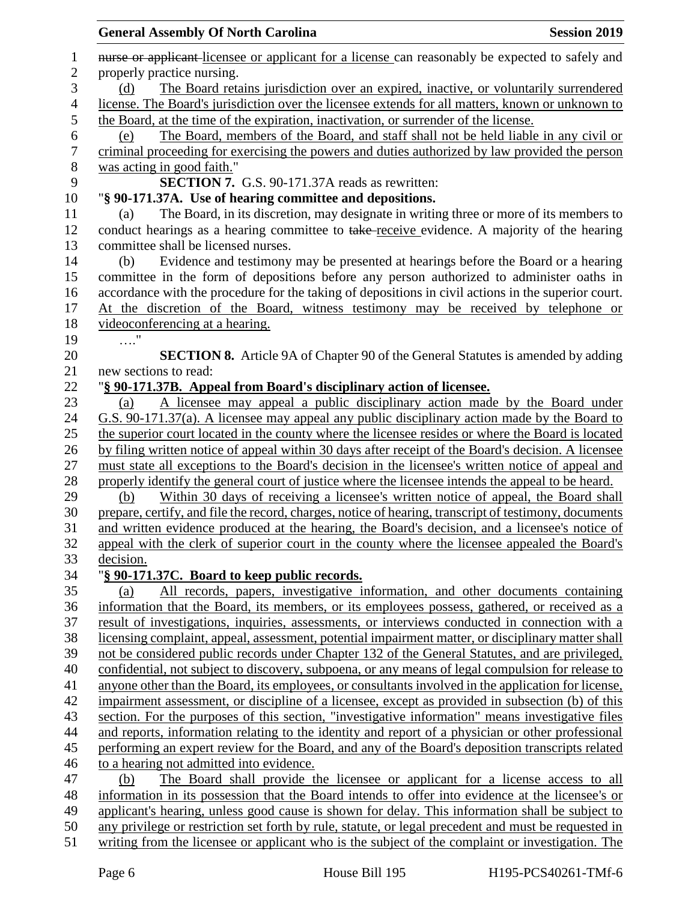~~nurse or applicant~~ licensee or applicant for a license can reasonably be expected to safely and properly practice nursing.

(d) The Board retains jurisdiction over an expired, inactive, or voluntarily surrendered license. The Board's jurisdiction over the licensee extends for all matters, known or unknown to the Board, at the time of the expiration, inactivation, or surrender of the license.

(e) The Board, members of the Board, and staff shall not be held liable in any civil or criminal proceeding for exercising the powers and duties authorized by law provided the person was acting in good faith."

**SECTION 7.** G.S. 90-171.37A reads as rewritten:

"**§ 90-171.37A. Use of hearing committee and depositions.**

(a) The Board, in its discretion, may designate in writing three or more of its members to conduct hearings as a hearing committee to ~~take~~ receive evidence. A majority of the hearing committee shall be licensed nurses.

(b) Evidence and testimony may be presented at hearings before the Board or a hearing committee in the form of depositions before any person authorized to administer oaths in accordance with the procedure for the taking of depositions in civil actions in the superior court. At the discretion of the Board, witness testimony may be received by telephone or videoconferencing at a hearing.

…."

**SECTION 8.** Article 9A of Chapter 90 of the General Statutes is amended by adding new sections to read:

"**§ 90-171.37B. Appeal from Board's disciplinary action of licensee.**

(a) A licensee may appeal a public disciplinary action made by the Board under G.S. 90-171.37(a). A licensee may appeal any public disciplinary action made by the Board to the superior court located in the county where the licensee resides or where the Board is located by filing written notice of appeal within 30 days after receipt of the Board's decision. A licensee must state all exceptions to the Board's decision in the licensee's written notice of appeal and properly identify the general court of justice where the licensee intends the appeal to be heard.

(b) Within 30 days of receiving a licensee's written notice of appeal, the Board shall prepare, certify, and file the record, charges, notice of hearing, transcript of testimony, documents and written evidence produced at the hearing, the Board's decision, and a licensee's notice of appeal with the clerk of superior court in the county where the licensee appealed the Board's decision.

"**§ 90-171.37C. Board to keep public records.**

(a) All records, papers, investigative information, and other documents containing information that the Board, its members, or its employees possess, gathered, or received as a result of investigations, inquiries, assessments, or interviews conducted in connection with a licensing complaint, appeal, assessment, potential impairment matter, or disciplinary matter shall not be considered public records under Chapter 132 of the General Statutes, and are privileged, confidential, not subject to discovery, subpoena, or any means of legal compulsion for release to anyone other than the Board, its employees, or consultants involved in the application for license, impairment assessment, or discipline of a licensee, except as provided in subsection (b) of this section. For the purposes of this section, "investigative information" means investigative files and reports, information relating to the identity and report of a physician or other professional performing an expert review for the Board, and any of the Board's deposition transcripts related to a hearing not admitted into evidence.

(b) The Board shall provide the licensee or applicant for a license access to all information in its possession that the Board intends to offer into evidence at the licensee's or applicant's hearing, unless good cause is shown for delay. This information shall be subject to any privilege or restriction set forth by rule, statute, or legal precedent and must be requested in writing from the licensee or applicant who is the subject of the complaint or investigation. The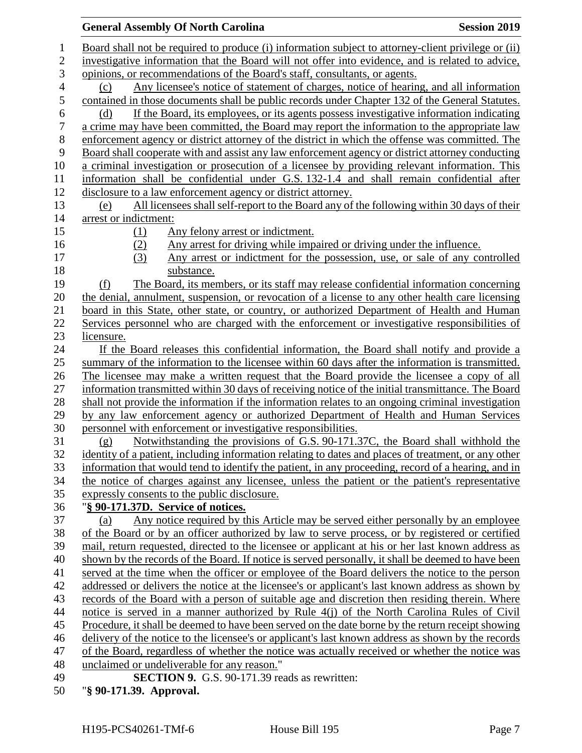Board shall not be required to produce (i) information subject to attorney-client privilege or (ii) investigative information that the Board will not offer into evidence, and is related to advice, opinions, or recommendations of the Board's staff, consultants, or agents.

(c) Any licensee's notice of statement of charges, notice of hearing, and all information contained in those documents shall be public records under Chapter 132 of the General Statutes.

(d) If the Board, its employees, or its agents possess investigative information indicating a crime may have been committed, the Board may report the information to the appropriate law enforcement agency or district attorney of the district in which the offense was committed. The Board shall cooperate with and assist any law enforcement agency or district attorney conducting a criminal investigation or prosecution of a licensee by providing relevant information. This information shall be confidential under G.S. 132-1.4 and shall remain confidential after disclosure to a law enforcement agency or district attorney.

(e) All licensees shall self-report to the Board any of the following within 30 days of their arrest or indictment:

(1) Any felony arrest or indictment.
(2) Any arrest for driving while impaired or driving under the influence.
(3) Any arrest or indictment for the possession, use, or sale of any controlled substance.

(f) The Board, its members, or its staff may release confidential information concerning the denial, annulment, suspension, or revocation of a license to any other health care licensing board in this State, other state, or country, or authorized Department of Health and Human Services personnel who are charged with the enforcement or investigative responsibilities of licensure.

If the Board releases this confidential information, the Board shall notify and provide a summary of the information to the licensee within 60 days after the information is transmitted. The licensee may make a written request that the Board provide the licensee a copy of all information transmitted within 30 days of receiving notice of the initial transmittance. The Board shall not provide the information if the information relates to an ongoing criminal investigation by any law enforcement agency or authorized Department of Health and Human Services personnel with enforcement or investigative responsibilities.

(g) Notwithstanding the provisions of G.S. 90-171.37C, the Board shall withhold the identity of a patient, including information relating to dates and places of treatment, or any other information that would tend to identify the patient, in any proceeding, record of a hearing, and in the notice of charges against any licensee, unless the patient or the patient's representative expressly consents to the public disclosure.

"**§ 90-171.37D. Service of notices.**

(a) Any notice required by this Article may be served either personally by an employee of the Board or by an officer authorized by law to serve process, or by registered or certified mail, return requested, directed to the licensee or applicant at his or her last known address as shown by the records of the Board. If notice is served personally, it shall be deemed to have been served at the time when the officer or employee of the Board delivers the notice to the person addressed or delivers the notice at the licensee's or applicant's last known address as shown by records of the Board with a person of suitable age and discretion then residing therein. Where notice is served in a manner authorized by Rule 4(j) of the North Carolina Rules of Civil Procedure, it shall be deemed to have been served on the date borne by the return receipt showing delivery of the notice to the licensee's or applicant's last known address as shown by the records of the Board, regardless of whether the notice was actually received or whether the notice was unclaimed or undeliverable for any reason."

**SECTION 9.** G.S. 90-171.39 reads as rewritten:

"**§ 90-171.39. Approval.**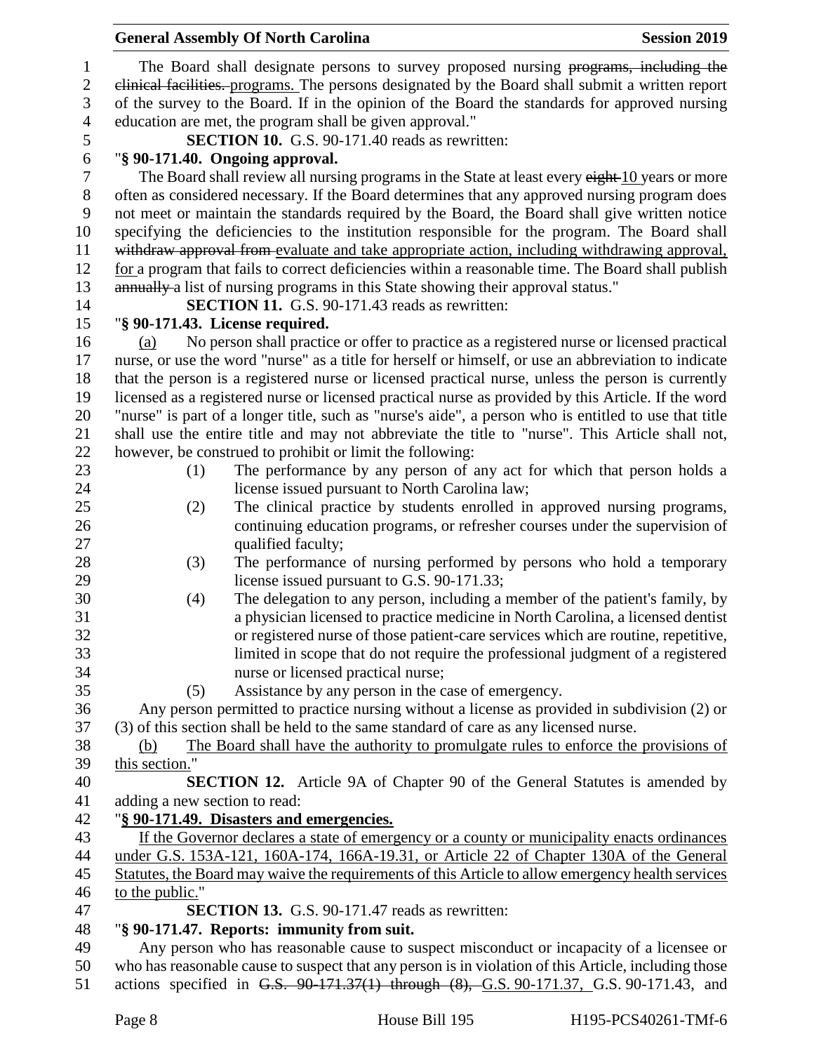The Board shall designate persons to survey proposed nursing ~~programs, including the clinical facilities.~~ programs. The persons designated by the Board shall submit a written report of the survey to the Board. If in the opinion of the Board the standards for approved nursing education are met, the program shall be given approval."

**SECTION 10.** G.S. 90-171.40 reads as rewritten:

"**§ 90-171.40. Ongoing approval.**

The Board shall review all nursing programs in the State at least every ~~eight~~ 10 years or more often as considered necessary. If the Board determines that any approved nursing program does not meet or maintain the standards required by the Board, the Board shall give written notice specifying the deficiencies to the institution responsible for the program. The Board shall ~~withdraw approval from~~ evaluate and take appropriate action, including withdrawing approval, for a program that fails to correct deficiencies within a reasonable time. The Board shall publish ~~annually~~ a list of nursing programs in this State showing their approval status."

**SECTION 11.** G.S. 90-171.43 reads as rewritten:

"**§ 90-171.43. License required.**

(a) No person shall practice or offer to practice as a registered nurse or licensed practical nurse, or use the word "nurse" as a title for herself or himself, or use an abbreviation to indicate that the person is a registered nurse or licensed practical nurse, unless the person is currently licensed as a registered nurse or licensed practical nurse as provided by this Article. If the word "nurse" is part of a longer title, such as "nurse's aide", a person who is entitled to use that title shall use the entire title and may not abbreviate the title to "nurse". This Article shall not, however, be construed to prohibit or limit the following:

(1) The performance by any person of any act for which that person holds a license issued pursuant to North Carolina law;

(2) The clinical practice by students enrolled in approved nursing programs, continuing education programs, or refresher courses under the supervision of qualified faculty;

(3) The performance of nursing performed by persons who hold a temporary license issued pursuant to G.S. 90-171.33;

(4) The delegation to any person, including a member of the patient's family, by a physician licensed to practice medicine in North Carolina, a licensed dentist or registered nurse of those patient-care services which are routine, repetitive, limited in scope that do not require the professional judgment of a registered nurse or licensed practical nurse;

(5) Assistance by any person in the case of emergency.

Any person permitted to practice nursing without a license as provided in subdivision (2) or (3) of this section shall be held to the same standard of care as any licensed nurse.

(b) The Board shall have the authority to promulgate rules to enforce the provisions of this section."

**SECTION 12.** Article 9A of Chapter 90 of the General Statutes is amended by adding a new section to read:

"**§ 90-171.49. Disasters and emergencies.**

If the Governor declares a state of emergency or a county or municipality enacts ordinances under G.S. 153A-121, 160A-174, 166A-19.31, or Article 22 of Chapter 130A of the General Statutes, the Board may waive the requirements of this Article to allow emergency health services to the public."

**SECTION 13.** G.S. 90-171.47 reads as rewritten:

"**§ 90-171.47. Reports: immunity from suit.**

Any person who has reasonable cause to suspect misconduct or incapacity of a licensee or who has reasonable cause to suspect that any person is in violation of this Article, including those actions specified in ~~G.S. 90-171.37(1) through (8),~~ G.S. 90-171.37, G.S. 90-171.43, and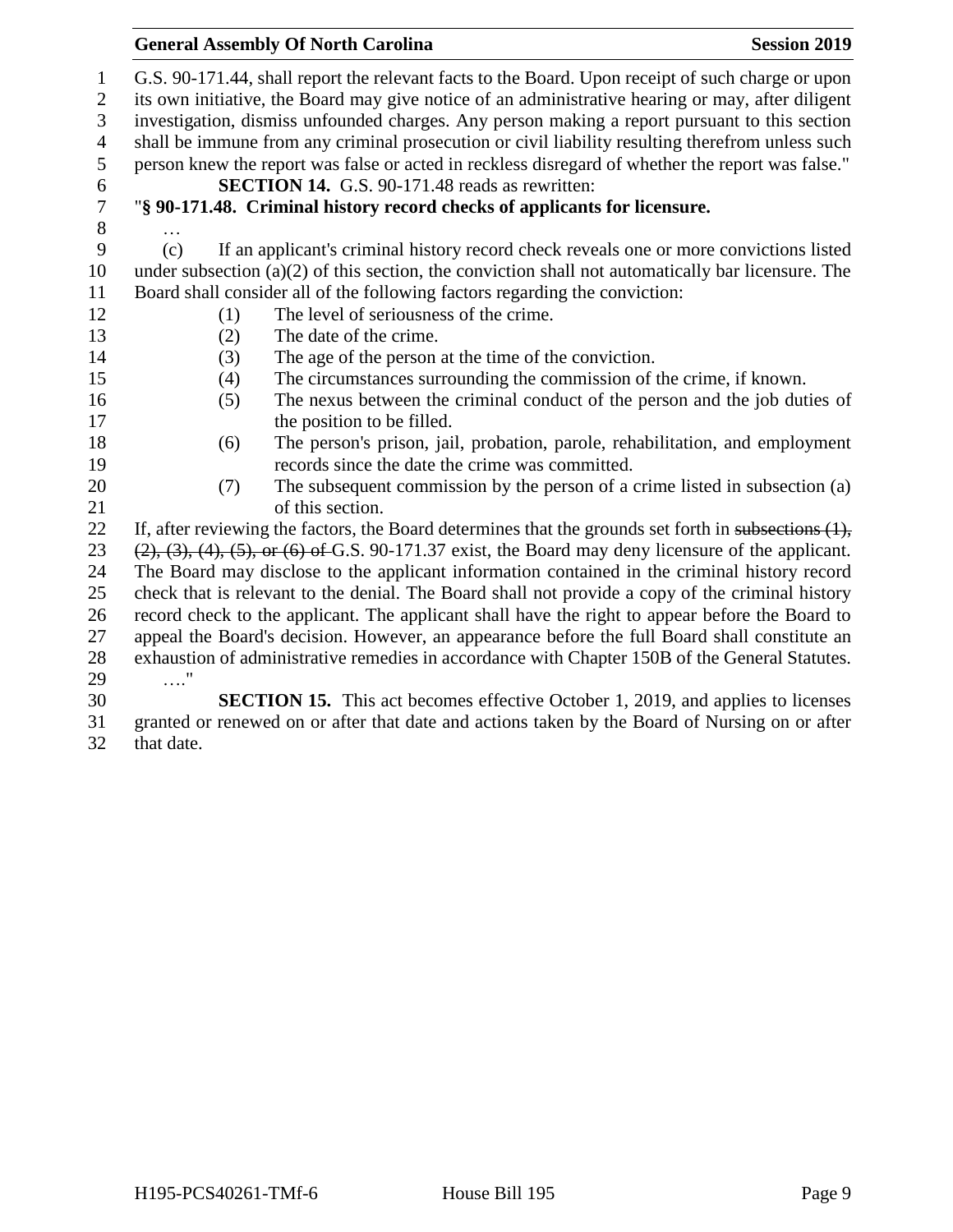G.S. 90-171.44, shall report the relevant facts to the Board. Upon receipt of such charge or upon its own initiative, the Board may give notice of an administrative hearing or may, after diligent investigation, dismiss unfounded charges. Any person making a report pursuant to this section shall be immune from any criminal prosecution or civil liability resulting therefrom unless such person knew the report was false or acted in reckless disregard of whether the report was false."

**SECTION 14.** G.S. 90-171.48 reads as rewritten:

"**§ 90-171.48. Criminal history record checks of applicants for licensure.**

…

(c) If an applicant's criminal history record check reveals one or more convictions listed under subsection (a)(2) of this section, the conviction shall not automatically bar licensure. The Board shall consider all of the following factors regarding the conviction:

(1) The level of seriousness of the crime.

(2) The date of the crime.

(3) The age of the person at the time of the conviction.

(4) The circumstances surrounding the commission of the crime, if known.

(5) The nexus between the criminal conduct of the person and the job duties of the position to be filled.

(6) The person's prison, jail, probation, parole, rehabilitation, and employment records since the date the crime was committed.

(7) The subsequent commission by the person of a crime listed in subsection (a) of this section.

If, after reviewing the factors, the Board determines that the grounds set forth in ~~subsections (1), (2), (3), (4), (5), or (6) of~~ G.S. 90-171.37 exist, the Board may deny licensure of the applicant. The Board may disclose to the applicant information contained in the criminal history record check that is relevant to the denial. The Board shall not provide a copy of the criminal history record check to the applicant. The applicant shall have the right to appear before the Board to appeal the Board's decision. However, an appearance before the full Board shall constitute an exhaustion of administrative remedies in accordance with Chapter 150B of the General Statutes.

…."

**SECTION 15.** This act becomes effective October 1, 2019, and applies to licenses granted or renewed on or after that date and actions taken by the Board of Nursing on or after that date.